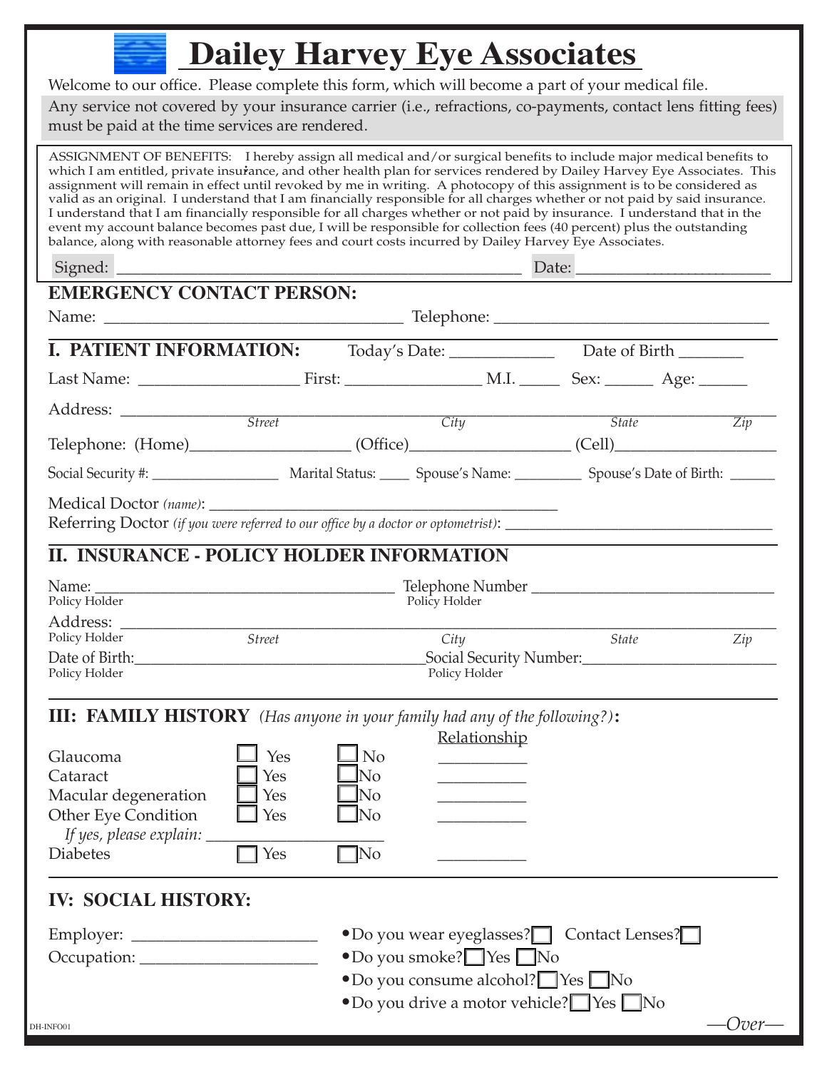# Dailey Harvey Eye Associates

Welcome to our office. Please complete this form, which will become a part of your medical file.

Any service not covered by your insurance carrier (i.e., refractions, co-payments, contact lens fitting fees) must be paid at the time services are rendered.

ASSIGNMENT OF BENEFITS: I hereby assign all medical and/or surgical benefits to include major medical benefits to which I am entitled, private insurance, and other health plan for services rendered by Dailey Harvey Eye Associates. This assignment will remain in effect until revoked by me in writing. A photocopy of this assignment is to be considered as valid as an original. I understand that I am financially responsible for all charges whether or not paid by said insurance. I understand that I am financially responsible for all charges whether or not paid by insurance. I understand that in the event my account balance becomes past due, I will be responsible for collection fees (40 percent) plus the outstanding balance, along with reasonable attorney fees and court costs incurred by Dailey Harvey Eye Associates.

Signed: ______________________________________________ Date: ______________________

## EMERGENCY CONTACT PERSON:

Name: ________________________________ Telephone: ________________________________

## I. PATIENT INFORMATION:

Today's Date: ____________ Date of Birth ________

Last Name: __________________ First: ________________ M.I. _____ Sex: ______ Age: ______

Address: ______________________________________________________________________
*Street* *City* *State* *Zip*

Telephone: (Home)__________________ (Office)__________________ (Cell)__________________

Social Security #: ________________ Marital Status: ____ Spouse's Name: _________ Spouse's Date of Birth: ______

Medical Doctor *(name)*: ____________________________________________

Referring Doctor *(if you were referred to our office by a doctor or optometrist)*: ________________________________

## II. INSURANCE - POLICY HOLDER INFORMATION

Name: ___________________________________ Telephone Number ______________________________
Policy Holder Policy Holder

Address: ______________________________________________________________________
Policy Holder *Street* *City* *State* *Zip*

Date of Birth:____________________________________Social Security Number:_______________________
Policy Holder Policy Holder

## III: FAMILY HISTORY *(Has anyone in your family had any of the following?)*:

| | | | Relationship |
|---|---|---|---|
| Glaucoma | ☐ Yes | ☐ No | __________ |
| Cataract | ☐ Yes | ☐ No | __________ |
| Macular degeneration | ☐ Yes | ☐ No | __________ |
| Other Eye Condition | ☐ Yes | ☐ No | __________ |

*If yes, please explain:* ______________________

| | | | |
|---|---|---|---|
| Diabetes | ☐ Yes | ☐ No | __________ |

## IV: SOCIAL HISTORY:

Employer: ______________________

Occupation: ____________________

- Do you wear eyeglasses? ☐ Contact Lenses? ☐
- Do you smoke? ☐ Yes ☐ No
- Do you consume alcohol? ☐ Yes ☐ No
- Do you drive a motor vehicle? ☐ Yes ☐ No

DH-INFO01

—Over—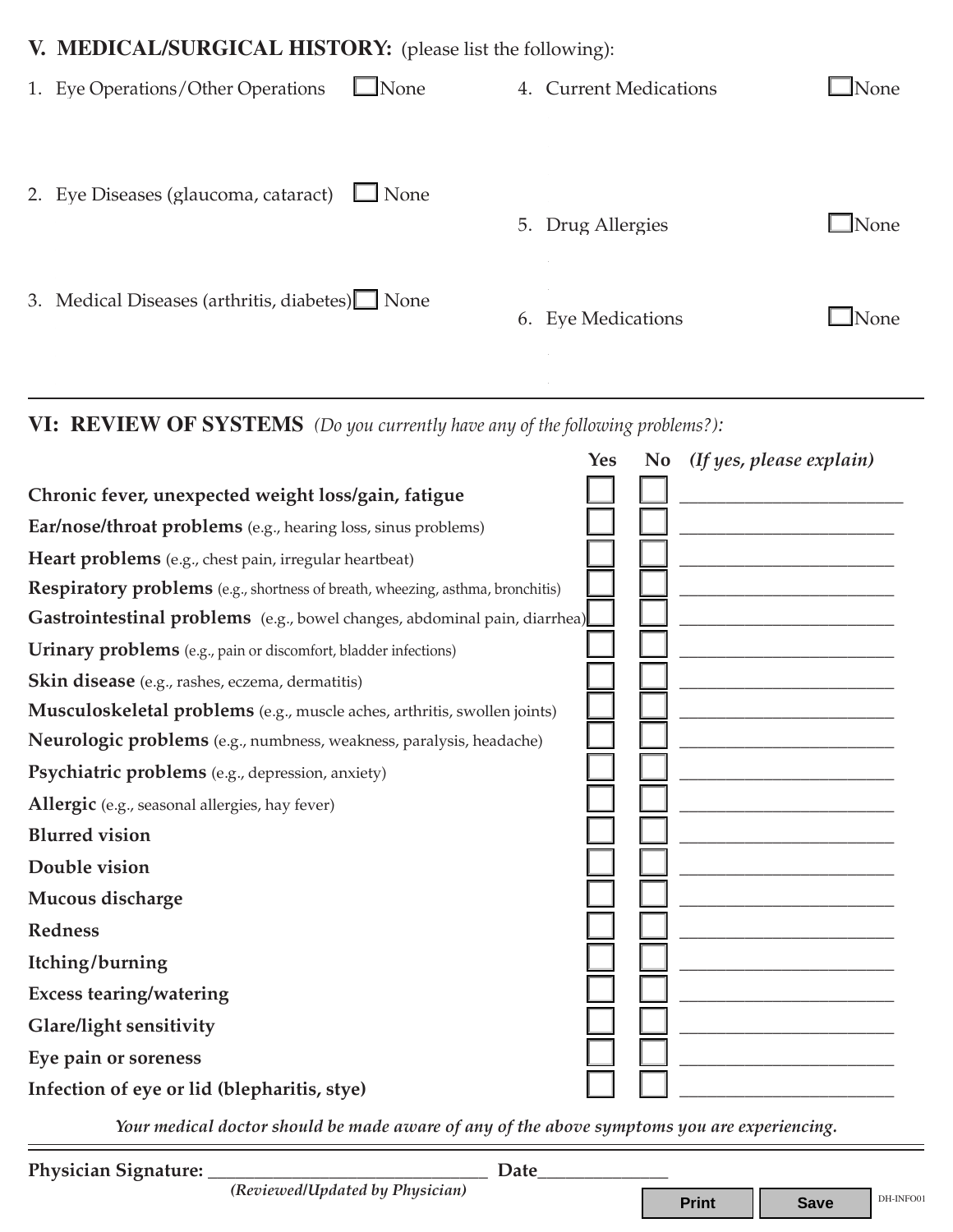## V. MEDICAL/SURGICAL HISTORY: (please list the following):

1. Eye Operations/Other Operations ☐ None
2. Eye Diseases (glaucoma, cataract) ☐ None
3. Medical Diseases (arthritis, diabetes) ☐ None
4. Current Medications ☐ None
5. Drug Allergies ☐ None
6. Eye Medications ☐ None

---

## VI: REVIEW OF SYSTEMS *(Do you currently have any of the following problems?):*

| | Yes | No | *(If yes, please explain)* |
|---|---|---|---|
| **Chronic fever, unexpected weight loss/gain, fatigue** | ☐ | ☐ | ________________________ |
| **Ear/nose/throat problems** (e.g., hearing loss, sinus problems) | ☐ | ☐ | ________________________ |
| **Heart problems** (e.g., chest pain, irregular heartbeat) | ☐ | ☐ | ________________________ |
| **Respiratory problems** (e.g., shortness of breath, wheezing, asthma, bronchitis) | ☐ | ☐ | ________________________ |
| **Gastrointestinal problems** (e.g., bowel changes, abdominal pain, diarrhea) | ☐ | ☐ | ________________________ |
| **Urinary problems** (e.g., pain or discomfort, bladder infections) | ☐ | ☐ | ________________________ |
| **Skin disease** (e.g., rashes, eczema, dermatitis) | ☐ | ☐ | ________________________ |
| **Musculoskeletal problems** (e.g., muscle aches, arthritis, swollen joints) | ☐ | ☐ | ________________________ |
| **Neurologic problems** (e.g., numbness, weakness, paralysis, headache) | ☐ | ☐ | ________________________ |
| **Psychiatric problems** (e.g., depression, anxiety) | ☐ | ☐ | ________________________ |
| **Allergic** (e.g., seasonal allergies, hay fever) | ☐ | ☐ | ________________________ |
| **Blurred vision** | ☐ | ☐ | ________________________ |
| **Double vision** | ☐ | ☐ | ________________________ |
| **Mucous discharge** | ☐ | ☐ | ________________________ |
| **Redness** | ☐ | ☐ | ________________________ |
| **Itching/burning** | ☐ | ☐ | ________________________ |
| **Excess tearing/watering** | ☐ | ☐ | ________________________ |
| **Glare/light sensitivity** | ☐ | ☐ | ________________________ |
| **Eye pain or soreness** | ☐ | ☐ | ________________________ |
| **Infection of eye or lid (blepharitis, stye)** | ☐ | ☐ | ________________________ |

***Your medical doctor should be made aware of any of the above symptoms you are experiencing.***

---

**Physician Signature:** ______________________________ **Date**______________

***(Reviewed/Updated by Physician)***

Print Save

DH-INFO01